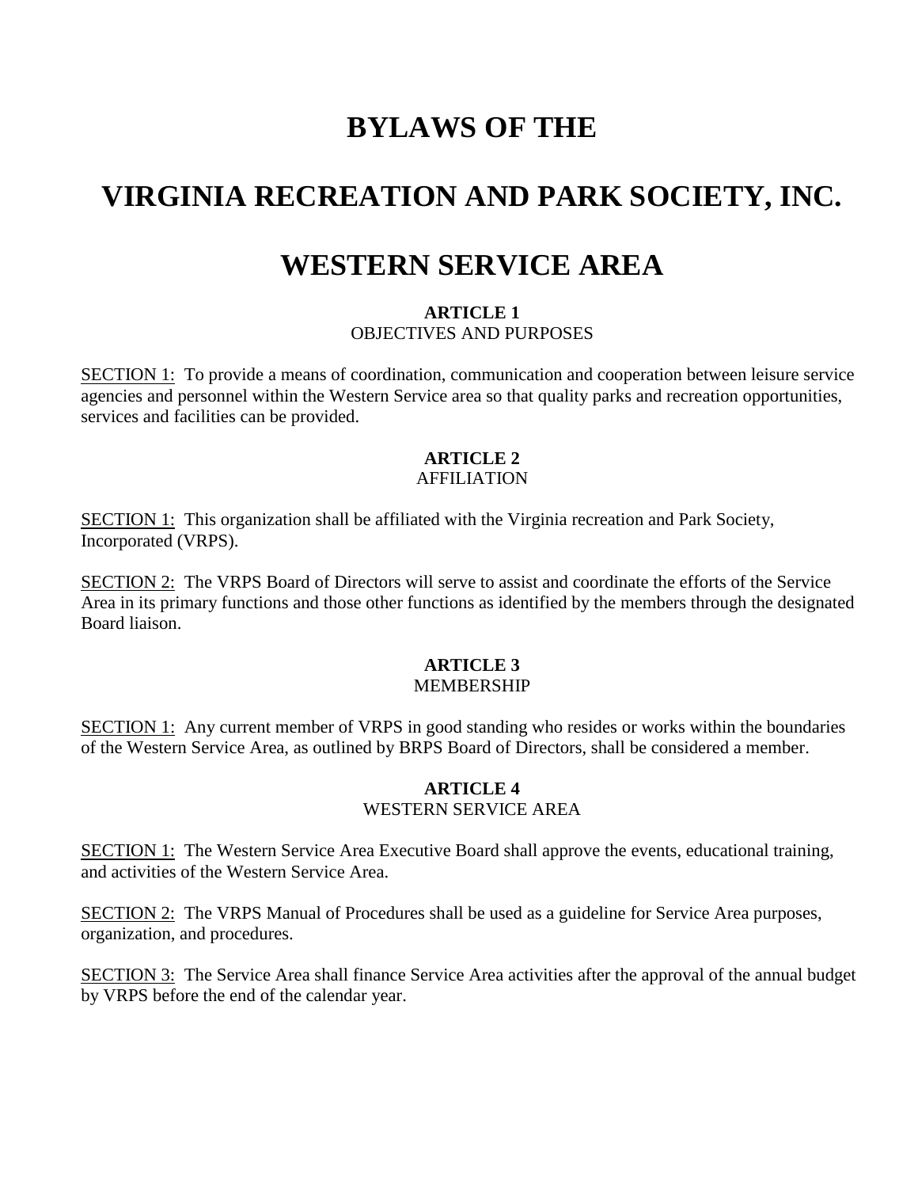# BYLAWS OF THE

# VIRGINIA RECREATION AND PARK SOCIETY, INC.

# WESTERN SERVICE AREA

**ARTICLE 1**
OBJECTIVES AND PURPOSES

SECTION 1: To provide a means of coordination, communication and cooperation between leisure service agencies and personnel within the Western Service area so that quality parks and recreation opportunities, services and facilities can be provided.

**ARTICLE 2**
AFFILIATION

SECTION 1: This organization shall be affiliated with the Virginia recreation and Park Society, Incorporated (VRPS).

SECTION 2: The VRPS Board of Directors will serve to assist and coordinate the efforts of the Service Area in its primary functions and those other functions as identified by the members through the designated Board liaison.

**ARTICLE 3**
MEMBERSHIP

SECTION 1: Any current member of VRPS in good standing who resides or works within the boundaries of the Western Service Area, as outlined by BRPS Board of Directors, shall be considered a member.

**ARTICLE 4**
WESTERN SERVICE AREA

SECTION 1: The Western Service Area Executive Board shall approve the events, educational training, and activities of the Western Service Area.

SECTION 2: The VRPS Manual of Procedures shall be used as a guideline for Service Area purposes, organization, and procedures.

SECTION 3: The Service Area shall finance Service Area activities after the approval of the annual budget by VRPS before the end of the calendar year.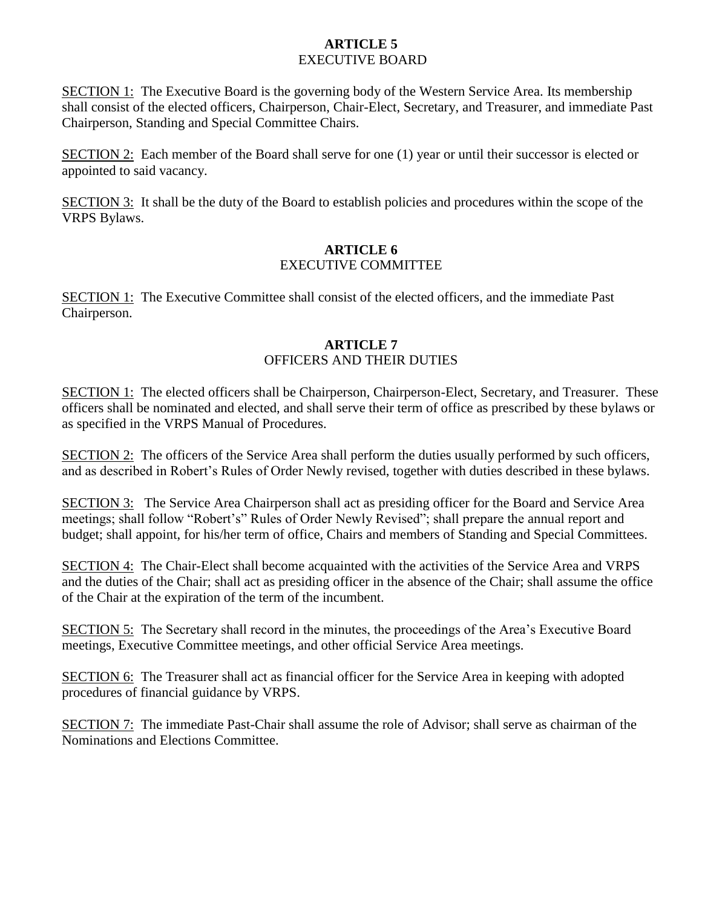## ARTICLE 5
EXECUTIVE BOARD

SECTION 1: The Executive Board is the governing body of the Western Service Area. Its membership shall consist of the elected officers, Chairperson, Chair-Elect, Secretary, and Treasurer, and immediate Past Chairperson, Standing and Special Committee Chairs.

SECTION 2: Each member of the Board shall serve for one (1) year or until their successor is elected or appointed to said vacancy.

SECTION 3: It shall be the duty of the Board to establish policies and procedures within the scope of the VRPS Bylaws.

## ARTICLE 6
EXECUTIVE COMMITTEE

SECTION 1: The Executive Committee shall consist of the elected officers, and the immediate Past Chairperson.

## ARTICLE 7
OFFICERS AND THEIR DUTIES

SECTION 1: The elected officers shall be Chairperson, Chairperson-Elect, Secretary, and Treasurer. These officers shall be nominated and elected, and shall serve their term of office as prescribed by these bylaws or as specified in the VRPS Manual of Procedures.

SECTION 2: The officers of the Service Area shall perform the duties usually performed by such officers, and as described in Robert's Rules of Order Newly revised, together with duties described in these bylaws.

SECTION 3: The Service Area Chairperson shall act as presiding officer for the Board and Service Area meetings; shall follow "Robert's" Rules of Order Newly Revised"; shall prepare the annual report and budget; shall appoint, for his/her term of office, Chairs and members of Standing and Special Committees.

SECTION 4: The Chair-Elect shall become acquainted with the activities of the Service Area and VRPS and the duties of the Chair; shall act as presiding officer in the absence of the Chair; shall assume the office of the Chair at the expiration of the term of the incumbent.

SECTION 5: The Secretary shall record in the minutes, the proceedings of the Area's Executive Board meetings, Executive Committee meetings, and other official Service Area meetings.

SECTION 6: The Treasurer shall act as financial officer for the Service Area in keeping with adopted procedures of financial guidance by VRPS.

SECTION 7: The immediate Past-Chair shall assume the role of Advisor; shall serve as chairman of the Nominations and Elections Committee.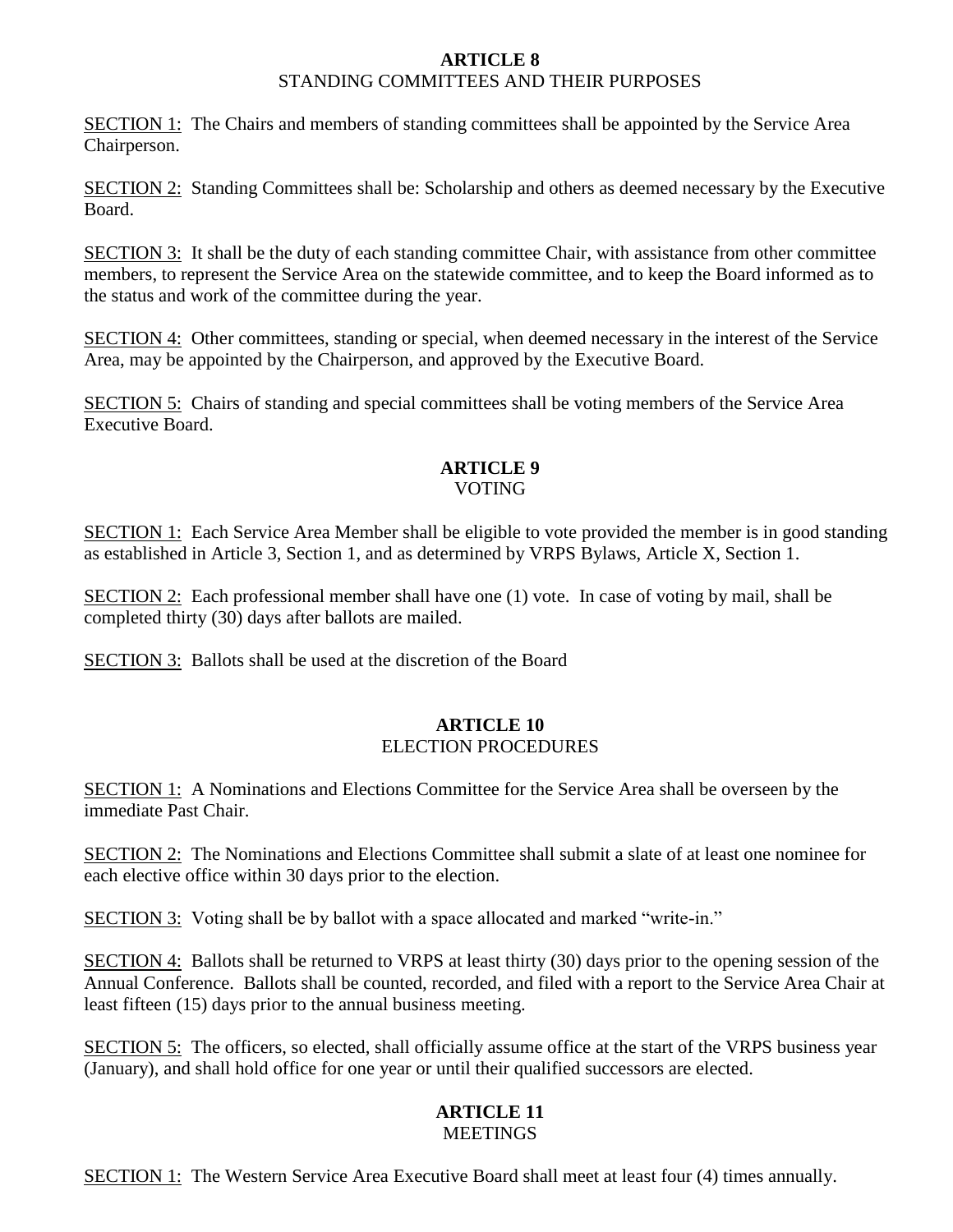## ARTICLE 8
STANDING COMMITTEES AND THEIR PURPOSES

SECTION 1: The Chairs and members of standing committees shall be appointed by the Service Area Chairperson.

SECTION 2: Standing Committees shall be: Scholarship and others as deemed necessary by the Executive Board.

SECTION 3: It shall be the duty of each standing committee Chair, with assistance from other committee members, to represent the Service Area on the statewide committee, and to keep the Board informed as to the status and work of the committee during the year.

SECTION 4: Other committees, standing or special, when deemed necessary in the interest of the Service Area, may be appointed by the Chairperson, and approved by the Executive Board.

SECTION 5: Chairs of standing and special committees shall be voting members of the Service Area Executive Board.

## ARTICLE 9
VOTING

SECTION 1: Each Service Area Member shall be eligible to vote provided the member is in good standing as established in Article 3, Section 1, and as determined by VRPS Bylaws, Article X, Section 1.

SECTION 2: Each professional member shall have one (1) vote. In case of voting by mail, shall be completed thirty (30) days after ballots are mailed.

SECTION 3: Ballots shall be used at the discretion of the Board

## ARTICLE 10
ELECTION PROCEDURES

SECTION 1: A Nominations and Elections Committee for the Service Area shall be overseen by the immediate Past Chair.

SECTION 2: The Nominations and Elections Committee shall submit a slate of at least one nominee for each elective office within 30 days prior to the election.

SECTION 3: Voting shall be by ballot with a space allocated and marked "write-in."

SECTION 4: Ballots shall be returned to VRPS at least thirty (30) days prior to the opening session of the Annual Conference. Ballots shall be counted, recorded, and filed with a report to the Service Area Chair at least fifteen (15) days prior to the annual business meeting.

SECTION 5: The officers, so elected, shall officially assume office at the start of the VRPS business year (January), and shall hold office for one year or until their qualified successors are elected.

## ARTICLE 11
MEETINGS

SECTION 1: The Western Service Area Executive Board shall meet at least four (4) times annually.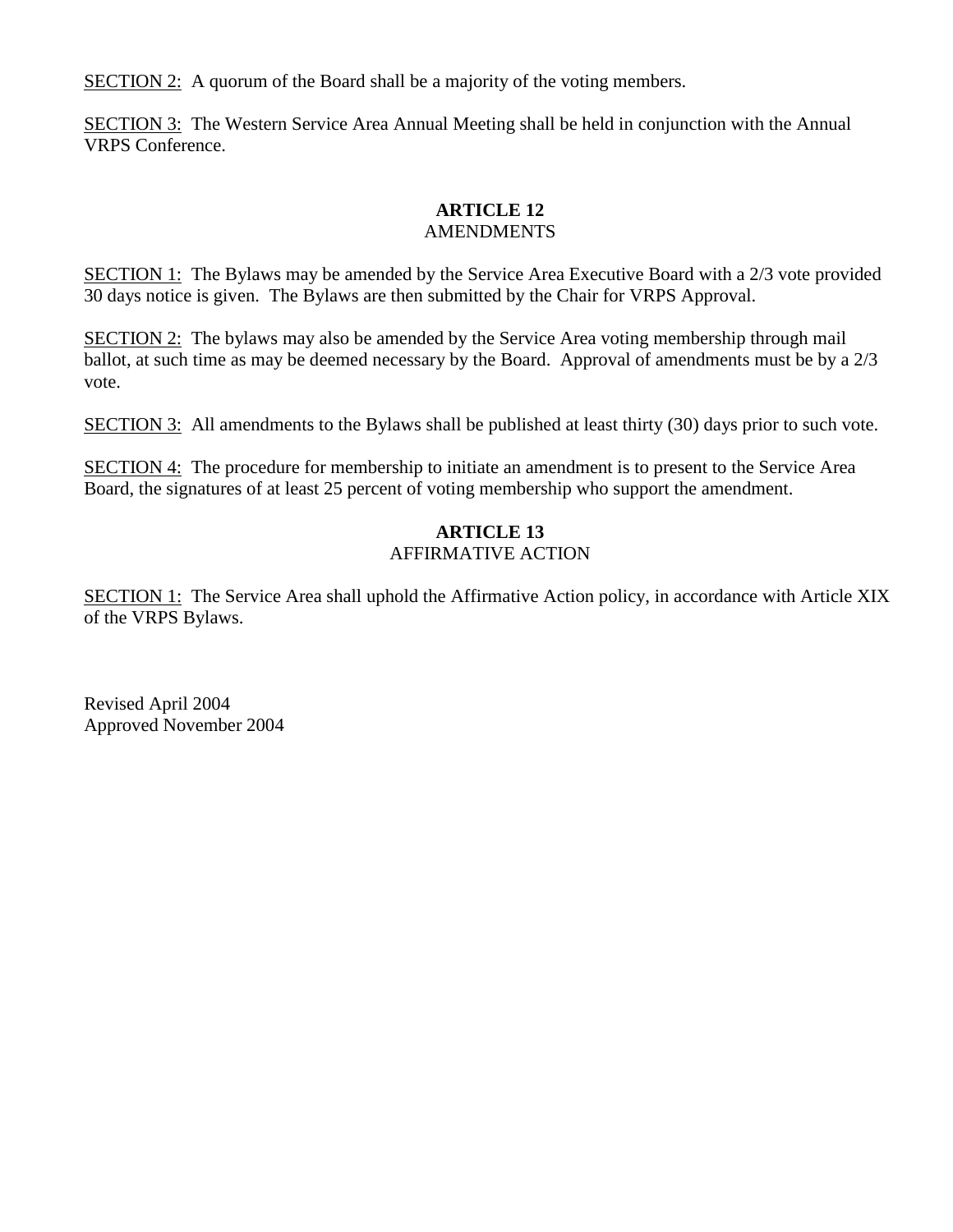SECTION 2: A quorum of the Board shall be a majority of the voting members.

SECTION 3: The Western Service Area Annual Meeting shall be held in conjunction with the Annual VRPS Conference.

## ARTICLE 12
AMENDMENTS

SECTION 1: The Bylaws may be amended by the Service Area Executive Board with a 2/3 vote provided 30 days notice is given. The Bylaws are then submitted by the Chair for VRPS Approval.

SECTION 2: The bylaws may also be amended by the Service Area voting membership through mail ballot, at such time as may be deemed necessary by the Board. Approval of amendments must be by a 2/3 vote.

SECTION 3: All amendments to the Bylaws shall be published at least thirty (30) days prior to such vote.

SECTION 4: The procedure for membership to initiate an amendment is to present to the Service Area Board, the signatures of at least 25 percent of voting membership who support the amendment.

## ARTICLE 13
AFFIRMATIVE ACTION

SECTION 1: The Service Area shall uphold the Affirmative Action policy, in accordance with Article XIX of the VRPS Bylaws.

Revised April 2004
Approved November 2004